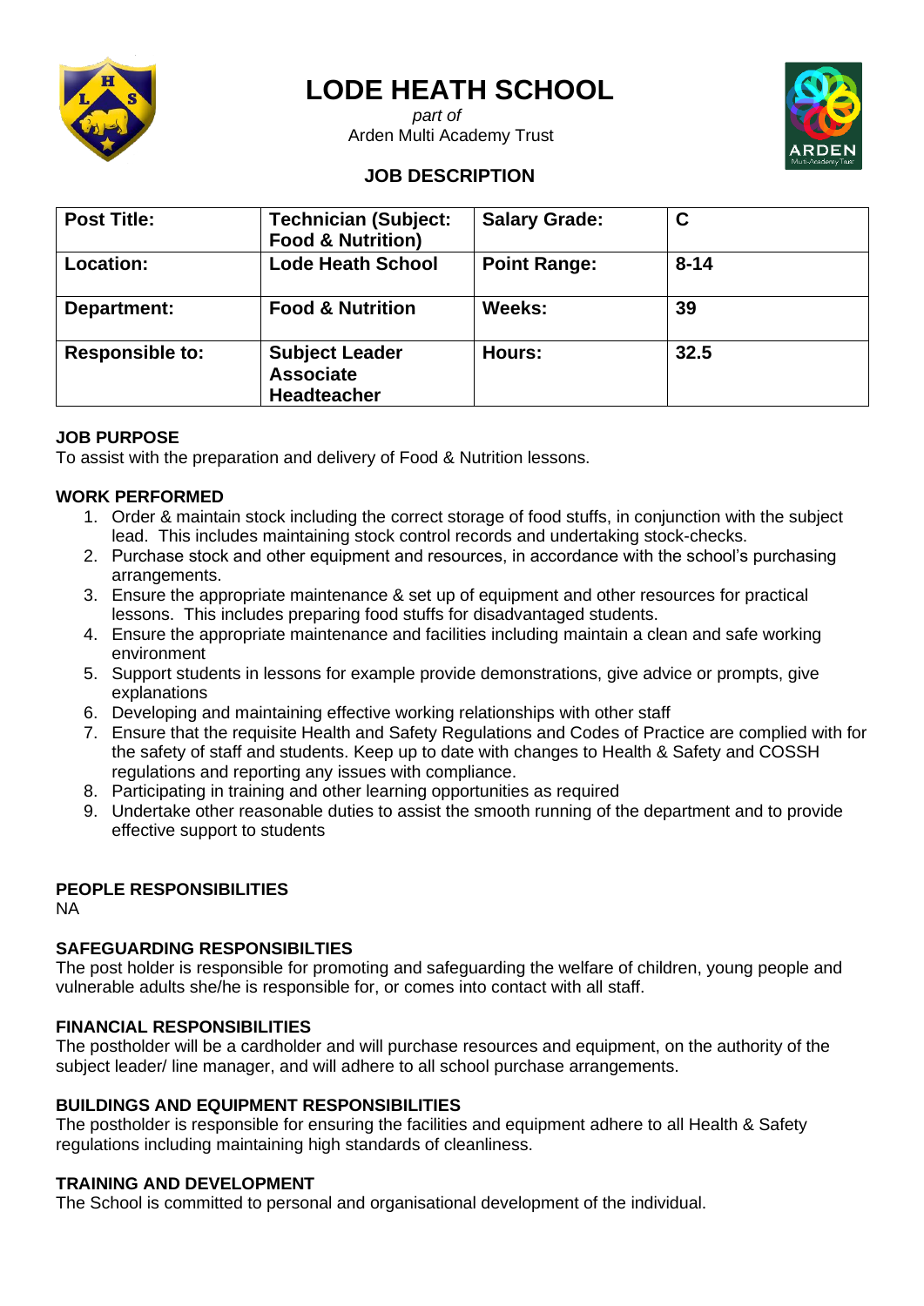# LODE HEATH SCHOOL

*part of*
Arden Multi Academy Trust

## JOB DESCRIPTION

| **Post Title:** | **Technician (Subject: Food & Nutrition)** | **Salary Grade:** | **C** |
|---|---|---|---|
| **Location:** | **Lode Heath School** | **Point Range:** | **8-14** |
| **Department:** | **Food & Nutrition** | **Weeks:** | **39** |
| **Responsible to:** | **Subject Leader Associate Headteacher** | **Hours:** | **32.5** |

### JOB PURPOSE

To assist with the preparation and delivery of Food & Nutrition lessons.

### WORK PERFORMED

1. Order & maintain stock including the correct storage of food stuffs, in conjunction with the subject lead. This includes maintaining stock control records and undertaking stock-checks.
2. Purchase stock and other equipment and resources, in accordance with the school's purchasing arrangements.
3. Ensure the appropriate maintenance & set up of equipment and other resources for practical lessons. This includes preparing food stuffs for disadvantaged students.
4. Ensure the appropriate maintenance and facilities including maintain a clean and safe working environment
5. Support students in lessons for example provide demonstrations, give advice or prompts, give explanations
6. Developing and maintaining effective working relationships with other staff
7. Ensure that the requisite Health and Safety Regulations and Codes of Practice are complied with for the safety of staff and students. Keep up to date with changes to Health & Safety and COSSH regulations and reporting any issues with compliance.
8. Participating in training and other learning opportunities as required
9. Undertake other reasonable duties to assist the smooth running of the department and to provide effective support to students

### PEOPLE RESPONSIBILITIES

NA

### SAFEGUARDING RESPONSIBILTIES

The post holder is responsible for promoting and safeguarding the welfare of children, young people and vulnerable adults she/he is responsible for, or comes into contact with all staff.

### FINANCIAL RESPONSIBILITIES

The postholder will be a cardholder and will purchase resources and equipment, on the authority of the subject leader/ line manager, and will adhere to all school purchase arrangements.

### BUILDINGS AND EQUIPMENT RESPONSIBILITIES

The postholder is responsible for ensuring the facilities and equipment adhere to all Health & Safety regulations including maintaining high standards of cleanliness.

### TRAINING AND DEVELOPMENT

The School is committed to personal and organisational development of the individual.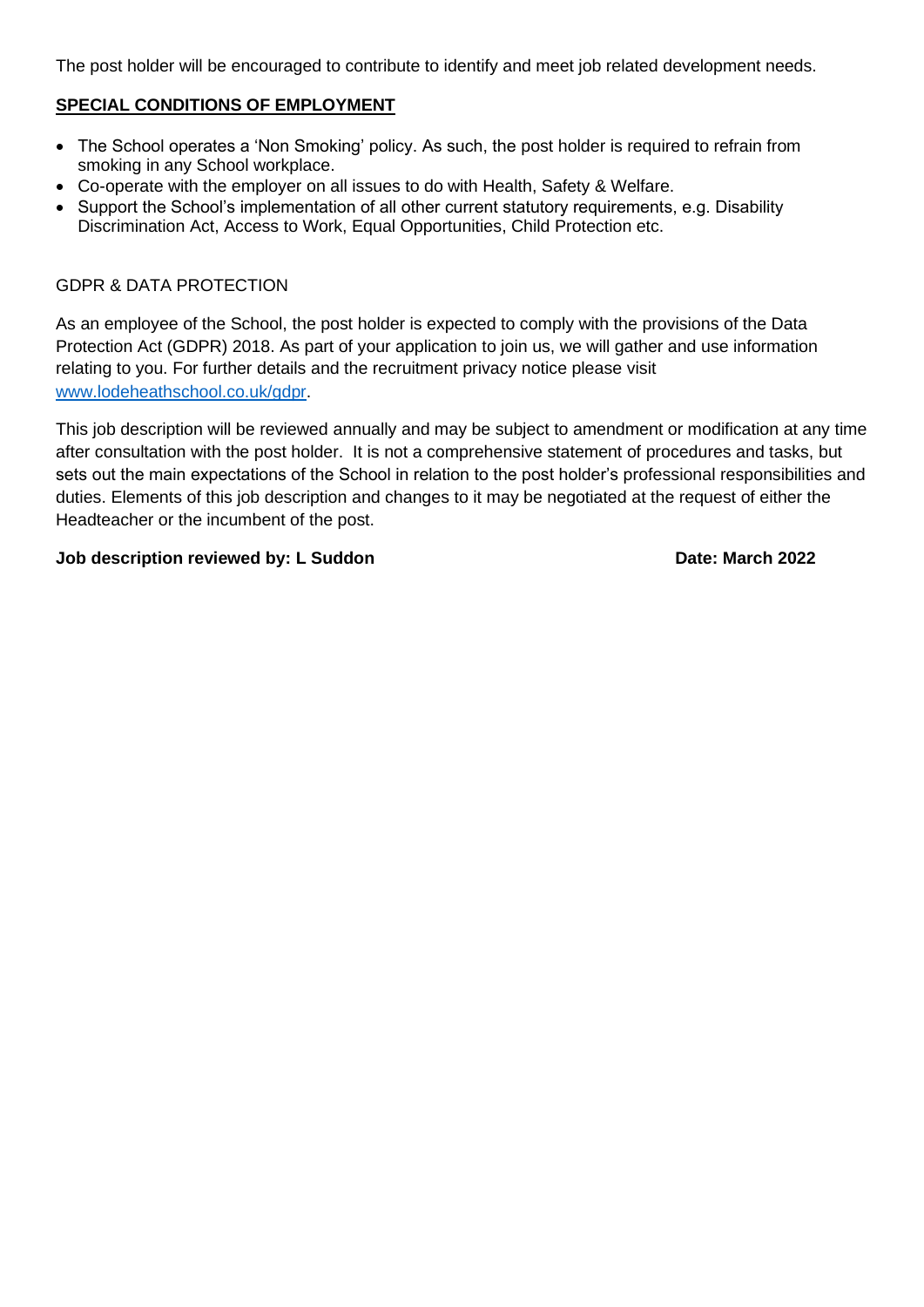The post holder will be encouraged to contribute to identify and meet job related development needs.

## **SPECIAL CONDITIONS OF EMPLOYMENT**

- The School operates a 'Non Smoking' policy. As such, the post holder is required to refrain from smoking in any School workplace.
- Co-operate with the employer on all issues to do with Health, Safety & Welfare.
- Support the School's implementation of all other current statutory requirements, e.g. Disability Discrimination Act, Access to Work, Equal Opportunities, Child Protection etc.

GDPR & DATA PROTECTION

As an employee of the School, the post holder is expected to comply with the provisions of the Data Protection Act (GDPR) 2018. As part of your application to join us, we will gather and use information relating to you. For further details and the recruitment privacy notice please visit [www.lodeheathschool.co.uk/gdpr](www.lodeheathschool.co.uk/gdpr).

This job description will be reviewed annually and may be subject to amendment or modification at any time after consultation with the post holder. It is not a comprehensive statement of procedures and tasks, but sets out the main expectations of the School in relation to the post holder's professional responsibilities and duties. Elements of this job description and changes to it may be negotiated at the request of either the Headteacher or the incumbent of the post.

**Job description reviewed by: L Suddon** **Date: March 2022**